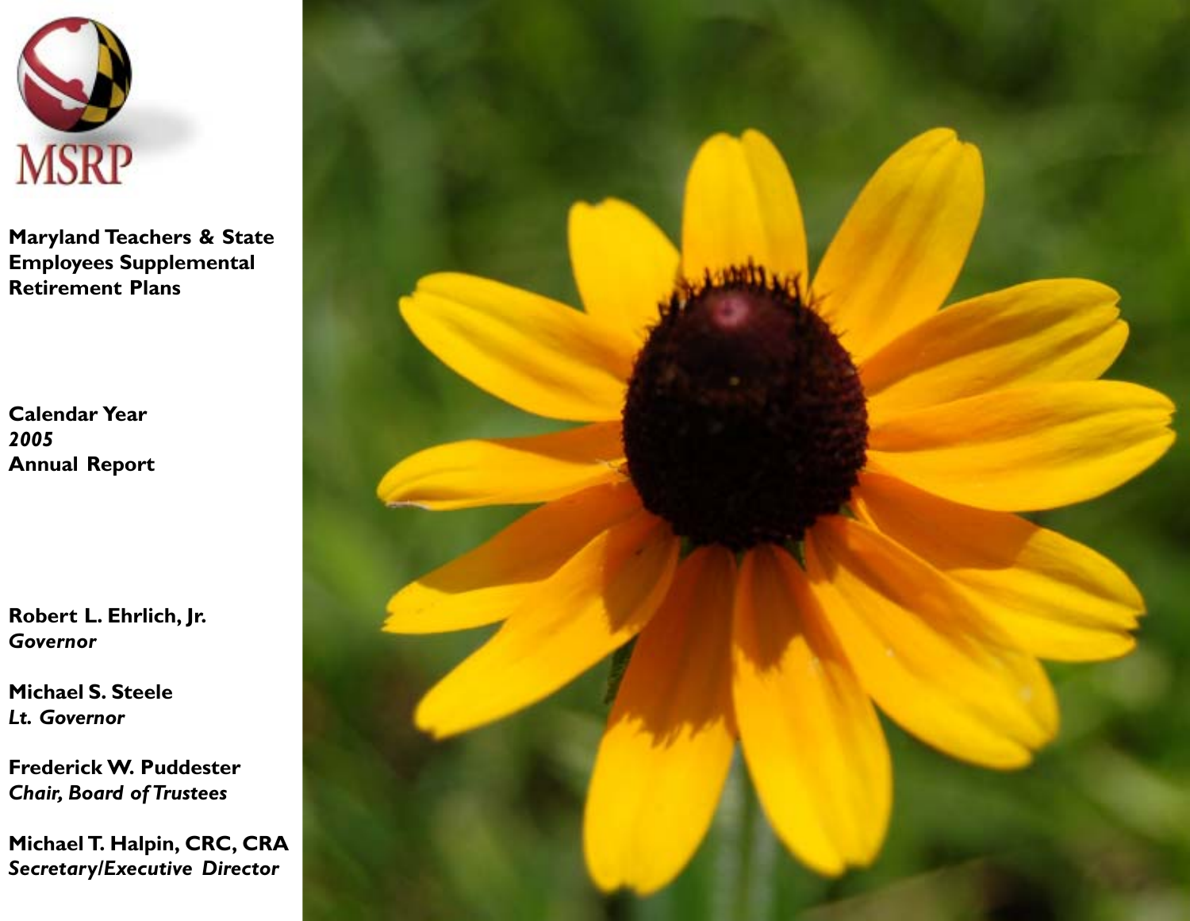MSRP

# Maryland Teachers & State Employees Supplemental Retirement Plans

## Calendar Year *2005* Annual Report

**Robert L. Ehrlich, Jr.**
*Governor*

**Michael S. Steele**
*Lt. Governor*

**Frederick W. Puddester**
*Chair, Board of Trustees*

**Michael T. Halpin, CRC, CRA**
*Secretary/Executive Director*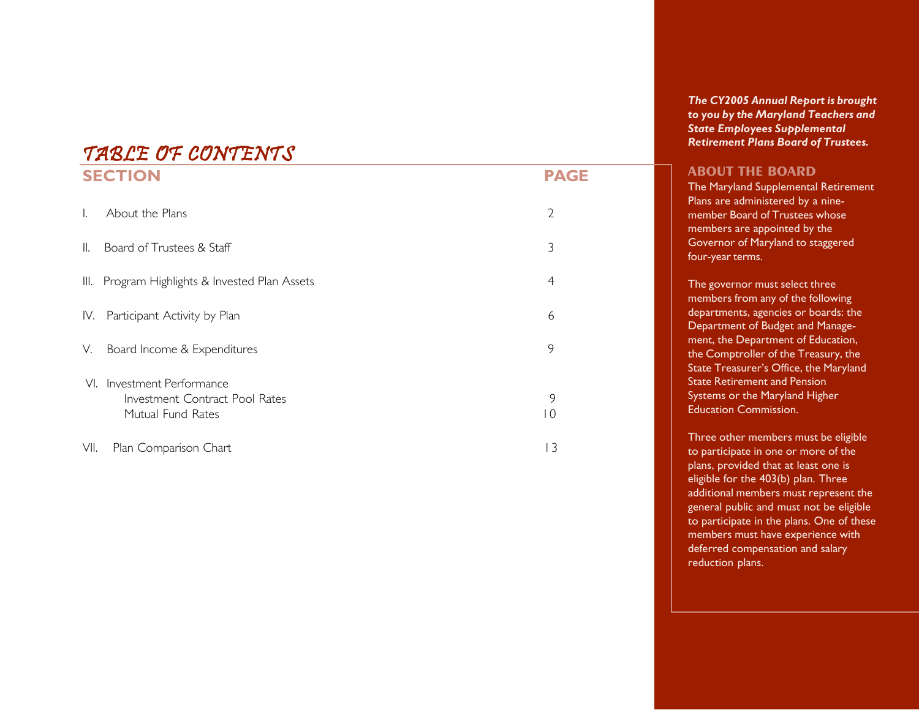# TABLE OF CONTENTS

| SECTION | PAGE |
| --- | --- |
| I. About the Plans | 2 |
| II. Board of Trustees & Staff | 3 |
| III. Program Highlights & Invested Plan Assets | 4 |
| IV. Participant Activity by Plan | 6 |
| V. Board Income & Expenditures | 9 |
| VI. Investment Performance | |
| Investment Contract Pool Rates | 9 |
| Mutual Fund Rates | 10 |
| VII. Plan Comparison Chart | 13 |

***The CY2005 Annual Report is brought to you by the Maryland Teachers and State Employees Supplemental Retirement Plans Board of Trustees.***

## ABOUT THE BOARD

The Maryland Supplemental Retirement Plans are administered by a nine-member Board of Trustees whose members are appointed by the Governor of Maryland to staggered four-year terms.

The governor must select three members from any of the following departments, agencies or boards: the Department of Budget and Management, the Department of Education, the Comptroller of the Treasury, the State Treasurer's Office, the Maryland State Retirement and Pension Systems or the Maryland Higher Education Commission.

Three other members must be eligible to participate in one or more of the plans, provided that at least one is eligible for the 403(b) plan. Three additional members must represent the general public and must not be eligible to participate in the plans. One of these members must have experience with deferred compensation and salary reduction plans.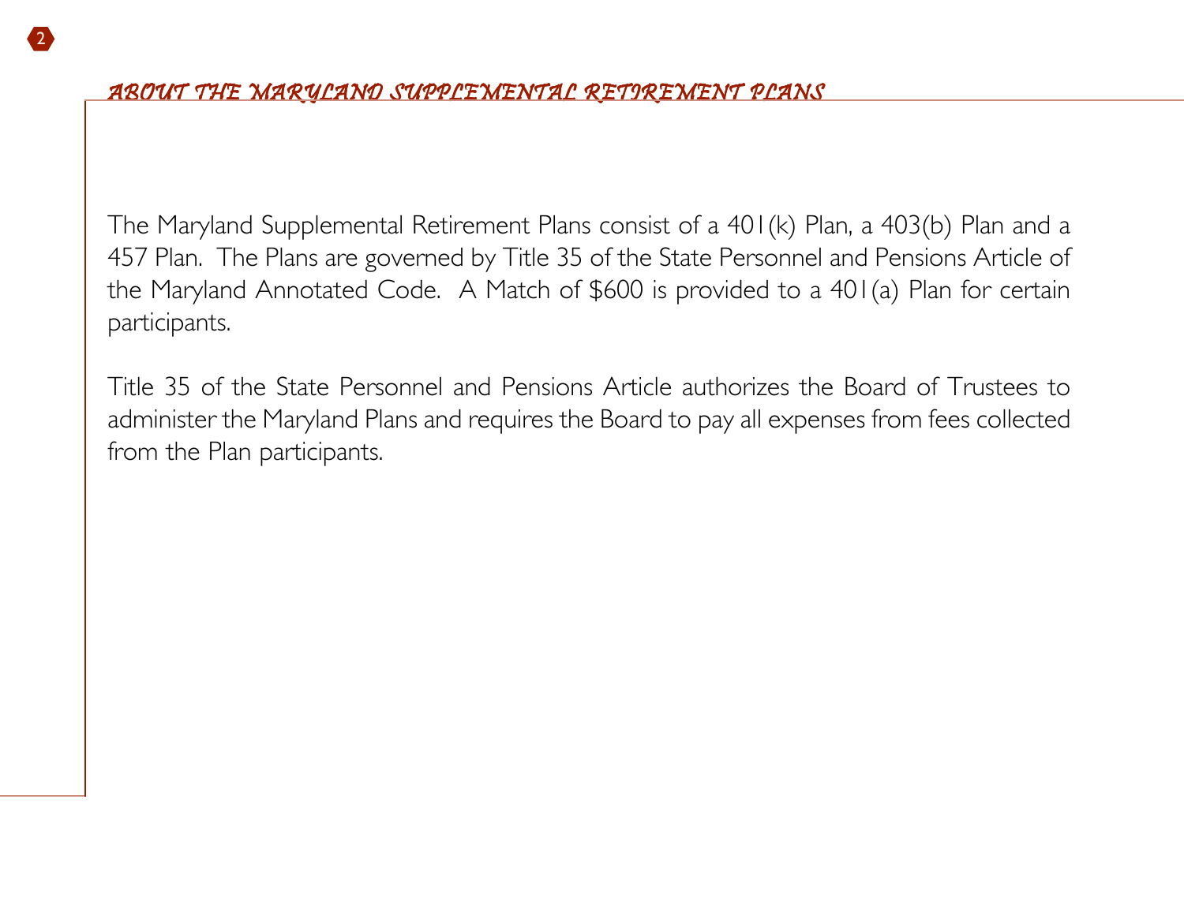## ABOUT THE MARYLAND SUPPLEMENTAL RETIREMENT PLANS

The Maryland Supplemental Retirement Plans consist of a 401(k) Plan, a 403(b) Plan and a 457 Plan. The Plans are governed by Title 35 of the State Personnel and Pensions Article of the Maryland Annotated Code. A Match of $600 is provided to a 401(a) Plan for certain participants.

Title 35 of the State Personnel and Pensions Article authorizes the Board of Trustees to administer the Maryland Plans and requires the Board to pay all expenses from fees collected from the Plan participants.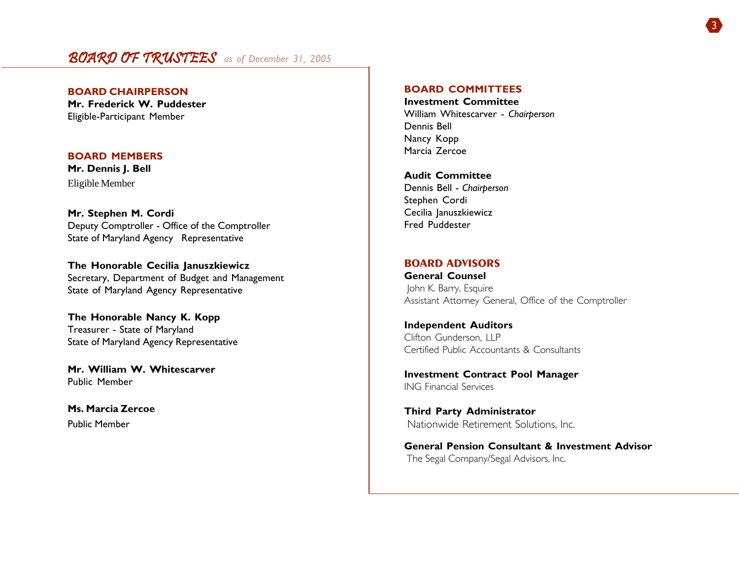# BOARD OF TRUSTEES *as of December 31, 2005*

## BOARD CHAIRPERSON

**Mr. Frederick W. Puddester**
Eligible-Participant Member

## BOARD MEMBERS

**Mr. Dennis J. Bell**
Eligible Member

**Mr. Stephen M. Cordi**
Deputy Comptroller - Office of the Comptroller
State of Maryland Agency Representative

**The Honorable Cecilia Januszkiewicz**
Secretary, Department of Budget and Management
State of Maryland Agency Representative

**The Honorable Nancy K. Kopp**
Treasurer - State of Maryland
State of Maryland Agency Representative

**Mr. William W. Whitescarver**
Public Member

**Ms. Marcia Zercoe**
Public Member

## BOARD COMMITTEES

**Investment Committee**
William Whitescarver - *Chairperson*
Dennis Bell
Nancy Kopp
Marcia Zercoe

**Audit Committee**
Dennis Bell - *Chairperson*
Stephen Cordi
Cecilia Januszkiewicz
Fred Puddester

## BOARD ADVISORS

**General Counsel**
John K. Barry, Esquire
Assistant Attorney General, Office of the Comptroller

**Independent Auditors**
Clifton Gunderson, LLP
Certified Public Accountants & Consultants

**Investment Contract Pool Manager**
ING Financial Services

**Third Party Administrator**
Nationwide Retirement Solutions, Inc.

**General Pension Consultant & Investment Advisor**
The Segal Company/Segal Advisors, Inc.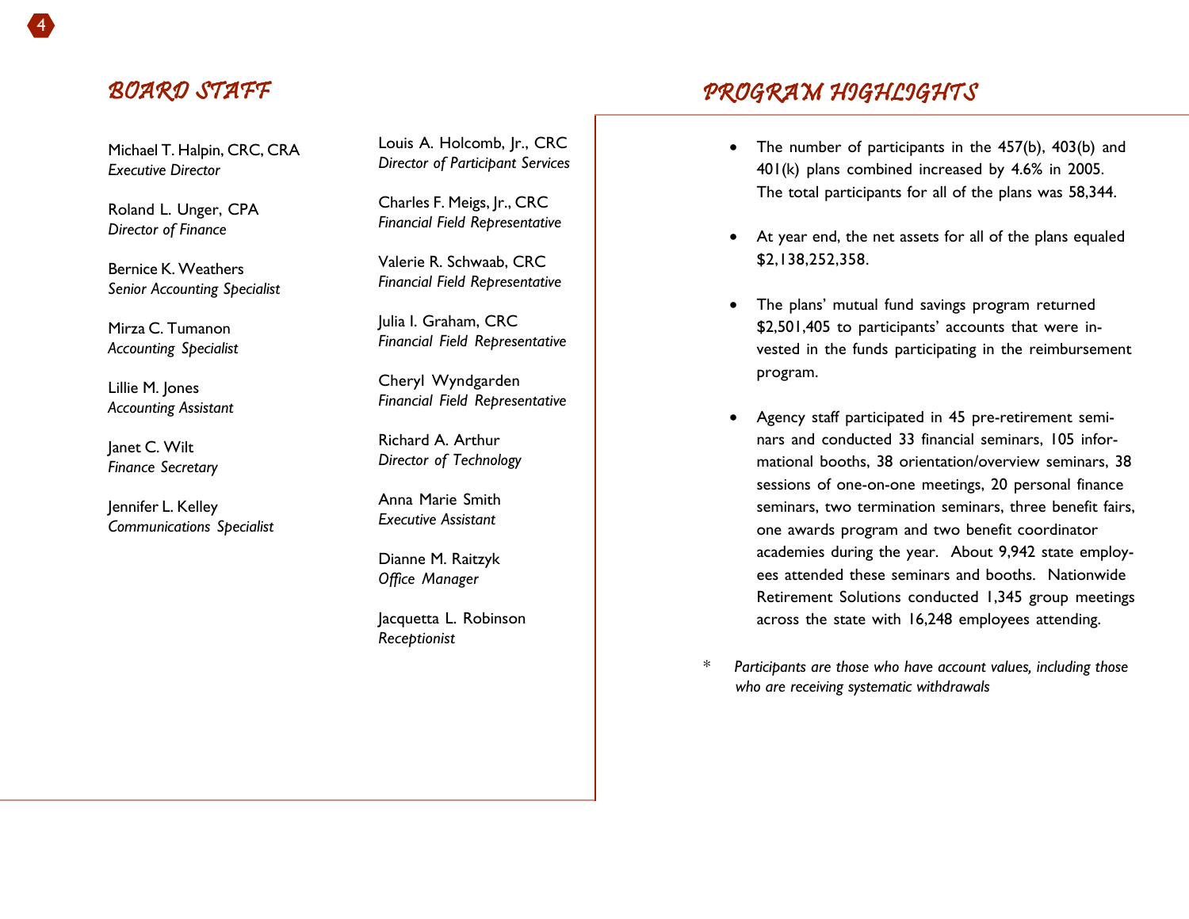## BOARD STAFF

Michael T. Halpin, CRC, CRA
*Executive Director*

Roland L. Unger, CPA
*Director of Finance*

Bernice K. Weathers
*Senior Accounting Specialist*

Mirza C. Tumanon
*Accounting Specialist*

Lillie M. Jones
*Accounting Assistant*

Janet C. Wilt
*Finance Secretary*

Jennifer L. Kelley
*Communications Specialist*

Louis A. Holcomb, Jr., CRC
*Director of Participant Services*

Charles F. Meigs, Jr., CRC
*Financial Field Representative*

Valerie R. Schwaab, CRC
*Financial Field Representative*

Julia I. Graham, CRC
*Financial Field Representative*

Cheryl Wyndgarden
*Financial Field Representative*

Richard A. Arthur
*Director of Technology*

Anna Marie Smith
*Executive Assistant*

Dianne M. Raitzyk
*Office Manager*

Jacquetta L. Robinson
*Receptionist*

## PROGRAM HIGHLIGHTS

- The number of participants in the 457(b), 403(b) and 401(k) plans combined increased by 4.6% in 2005. The total participants for all of the plans was 58,344.
- At year end, the net assets for all of the plans equaled $2,138,252,358.
- The plans' mutual fund savings program returned $2,501,405 to participants' accounts that were invested in the funds participating in the reimbursement program.
- Agency staff participated in 45 pre-retirement seminars and conducted 33 financial seminars, 105 informational booths, 38 orientation/overview seminars, 38 sessions of one-on-one meetings, 20 personal finance seminars, two termination seminars, three benefit fairs, one awards program and two benefit coordinator academies during the year. About 9,942 state employees attended these seminars and booths. Nationwide Retirement Solutions conducted 1,345 group meetings across the state with 16,248 employees attending.

\* *Participants are those who have account values, including those who are receiving systematic withdrawals*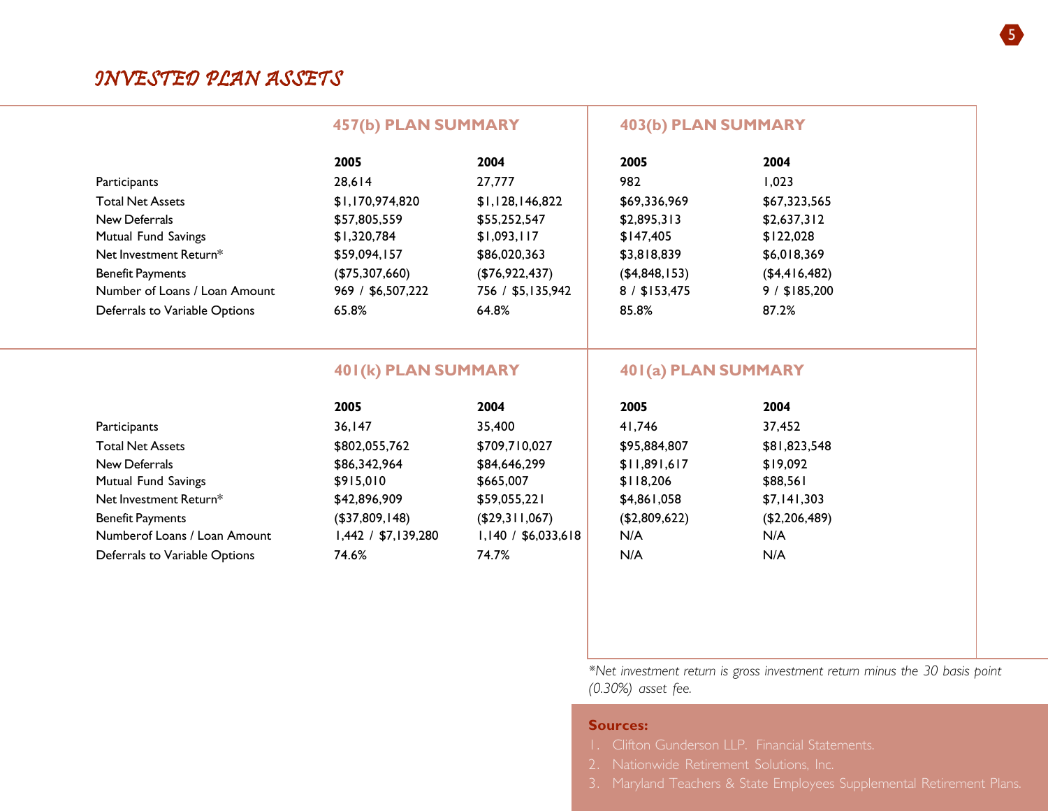# INVESTED PLAN ASSETS

## 457(b) PLAN SUMMARY

| | 2005 | 2004 |
|---|---|---|
| Participants | 28,614 | 27,777 |
| Total Net Assets | $1,170,974,820 | $1,128,146,822 |
| New Deferrals | $57,805,559 | $55,252,547 |
| Mutual Fund Savings | $1,320,784 | $1,093,117 |
| Net Investment Return* | $59,094,157 | $86,020,363 |
| Benefit Payments | ($75,307,660) | ($76,922,437) |
| Number of Loans / Loan Amount | 969 / $6,507,222 | 756 / $5,135,942 |
| Deferrals to Variable Options | 65.8% | 64.8% |

## 403(b) PLAN SUMMARY

| | 2005 | 2004 |
|---|---|---|
| Participants | 982 | 1,023 |
| Total Net Assets | $69,336,969 | $67,323,565 |
| New Deferrals | $2,895,313 | $2,637,312 |
| Mutual Fund Savings | $147,405 | $122,028 |
| Net Investment Return* | $3,818,839 | $6,018,369 |
| Benefit Payments | ($4,848,153) | ($4,416,482) |
| Number of Loans / Loan Amount | 8 / $153,475 | 9 / $185,200 |
| Deferrals to Variable Options | 85.8% | 87.2% |

## 401(k) PLAN SUMMARY

| | 2005 | 2004 |
|---|---|---|
| Participants | 36,147 | 35,400 |
| Total Net Assets | $802,055,762 | $709,710,027 |
| New Deferrals | $86,342,964 | $84,646,299 |
| Mutual Fund Savings | $915,010 | $665,007 |
| Net Investment Return* | $42,896,909 | $59,055,221 |
| Benefit Payments | ($37,809,148) | ($29,311,067) |
| Numberof Loans / Loan Amount | 1,442 / $7,139,280 | 1,140 / $6,033,618 |
| Deferrals to Variable Options | 74.6% | 74.7% |

## 401(a) PLAN SUMMARY

| | 2005 | 2004 |
|---|---|---|
| Participants | 41,746 | 37,452 |
| Total Net Assets | $95,884,807 | $81,823,548 |
| New Deferrals | $11,891,617 | $19,092 |
| Mutual Fund Savings | $118,206 | $88,561 |
| Net Investment Return* | $4,861,058 | $7,141,303 |
| Benefit Payments | ($2,809,622) | ($2,206,489) |
| Numberof Loans / Loan Amount | N/A | N/A |
| Deferrals to Variable Options | N/A | N/A |

*\*Net investment return is gross investment return minus the 30 basis point (0.30%) asset fee.*

**Sources:**

1. Clifton Gunderson LLP. Financial Statements.
2. Nationwide Retirement Solutions, Inc.
3. Maryland Teachers & State Employees Supplemental Retirement Plans.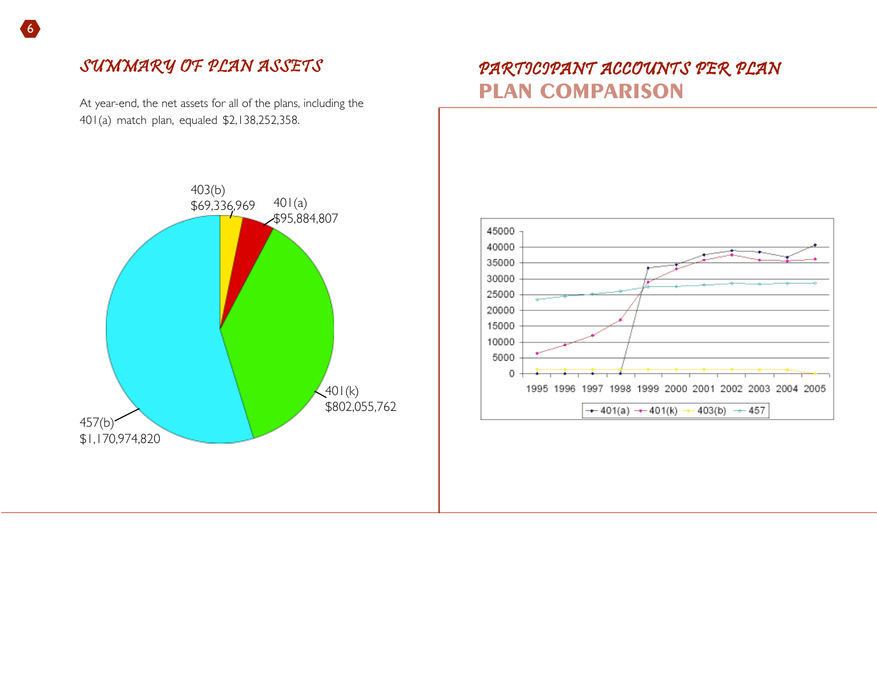## SUMMARY OF PLAN ASSETS

At year-end, the net assets for all of the plans, including the 401(a) match plan, equaled $2,138,252,358.

403(b) $69,336,969

401(a) $95,884,807

401(k) $802,055,762

457(b) $1,170,974,820

## PARTICIPANT ACCOUNTS PER PLAN

## PLAN COMPARISON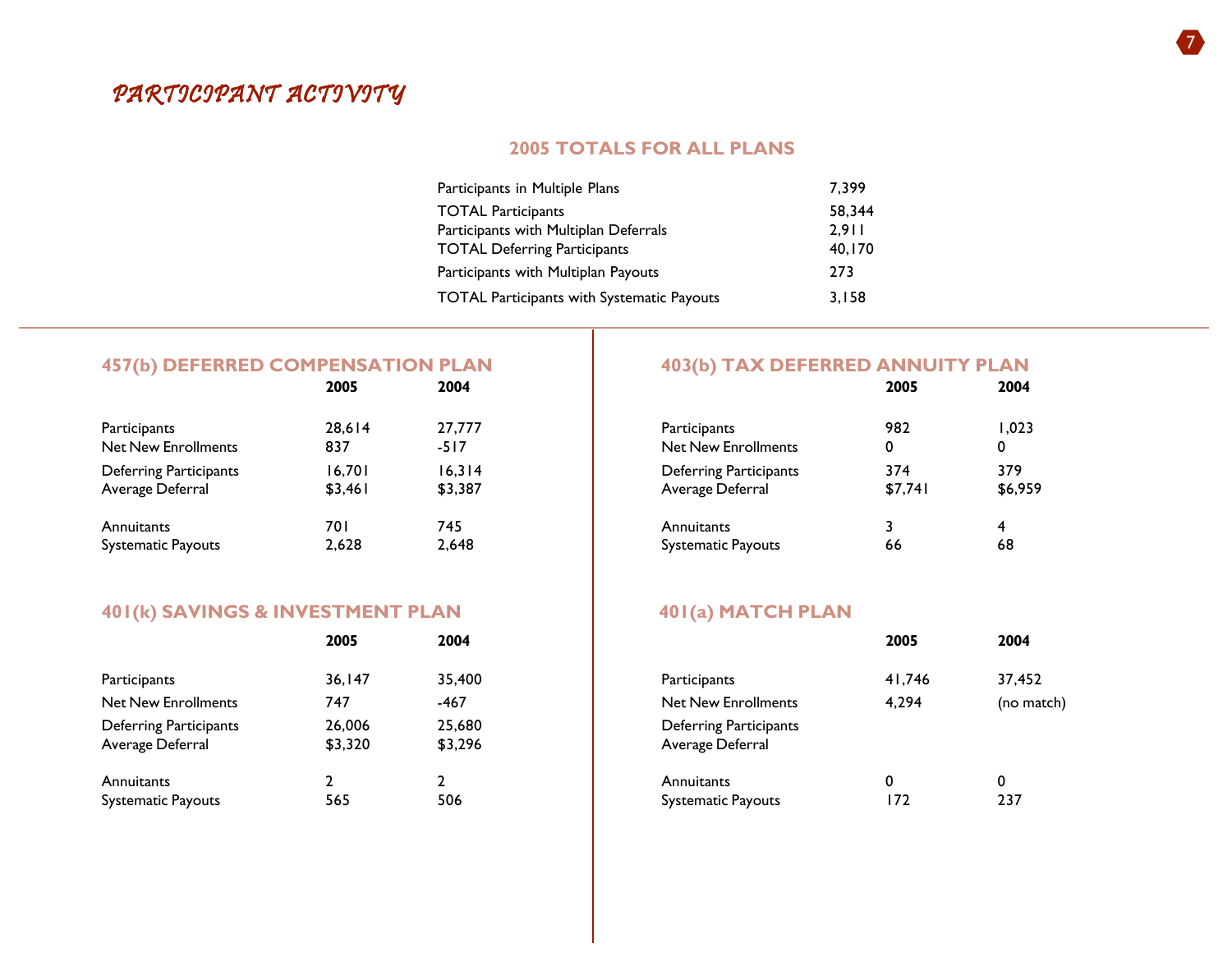# PARTICIPANT ACTIVITY

## 2005 TOTALS FOR ALL PLANS

| | |
|---|---|
| Participants in Multiple Plans | 7,399 |
| TOTAL Participants | 58,344 |
| Participants with Multiplan Deferrals | 2,911 |
| TOTAL Deferring Participants | 40,170 |
| Participants with Multiplan Payouts | 273 |
| TOTAL Participants with Systematic Payouts | 3,158 |

## 457(b) DEFERRED COMPENSATION PLAN

| | 2005 | 2004 |
|---|---|---|
| Participants | 28,614 | 27,777 |
| Net New Enrollments | 837 | -517 |
| Deferring Participants | 16,701 | 16,314 |
| Average Deferral | $3,461 | $3,387 |
| Annuitants | 701 | 745 |
| Systematic Payouts | 2,628 | 2,648 |

## 401(k) SAVINGS & INVESTMENT PLAN

| | 2005 | 2004 |
|---|---|---|
| Participants | 36,147 | 35,400 |
| Net New Enrollments | 747 | -467 |
| Deferring Participants | 26,006 | 25,680 |
| Average Deferral | $3,320 | $3,296 |
| Annuitants | 2 | 2 |
| Systematic Payouts | 565 | 506 |

## 403(b) TAX DEFERRED ANNUITY PLAN

| | 2005 | 2004 |
|---|---|---|
| Participants | 982 | 1,023 |
| Net New Enrollments | 0 | 0 |
| Deferring Participants | 374 | 379 |
| Average Deferral | $7,741 | $6,959 |
| Annuitants | 3 | 4 |
| Systematic Payouts | 66 | 68 |

## 401(a) MATCH PLAN

| | 2005 | 2004 |
|---|---|---|
| Participants | 41,746 | 37,452 |
| Net New Enrollments | 4,294 | (no match) |
| Deferring Participants | | |
| Average Deferral | | |
| Annuitants | 0 | 0 |
| Systematic Payouts | 172 | 237 |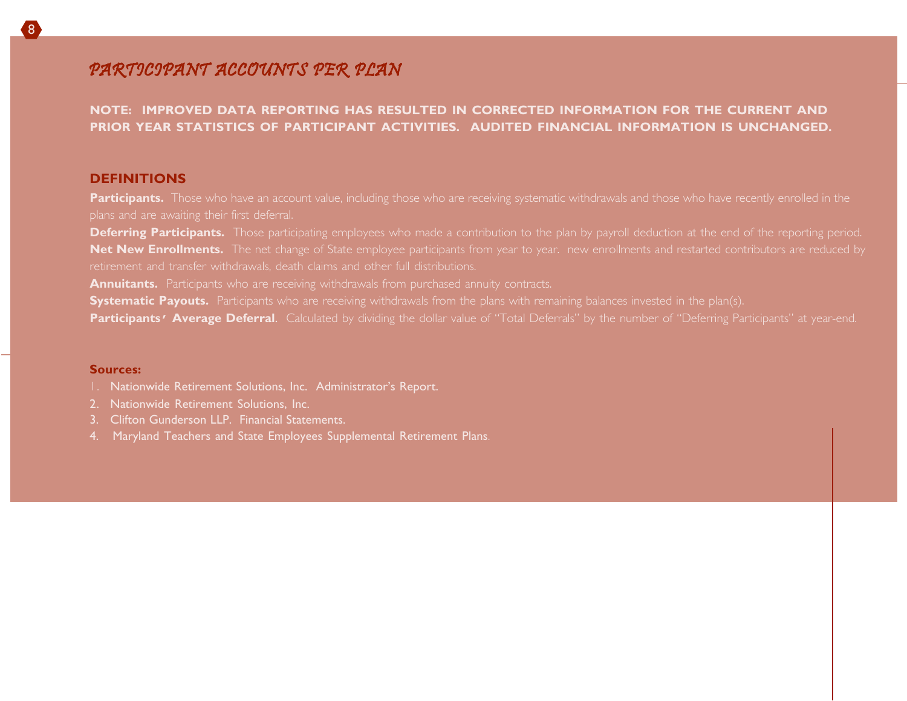# *PARTICIPANT ACCOUNTS PER PLAN*

**NOTE: IMPROVED DATA REPORTING HAS RESULTED IN CORRECTED INFORMATION FOR THE CURRENT AND PRIOR YEAR STATISTICS OF PARTICIPANT ACTIVITIES. AUDITED FINANCIAL INFORMATION IS UNCHANGED.**

## DEFINITIONS

**Participants.** Those who have an account value, including those who are receiving systematic withdrawals and those who have recently enrolled in the plans and are awaiting their first deferral.

**Deferring Participants.** Those participating employees who made a contribution to the plan by payroll deduction at the end of the reporting period.

**Net New Enrollments.** The net change of State employee participants from year to year. new enrollments and restarted contributors are reduced by retirement and transfer withdrawals, death claims and other full distributions.

**Annuitants.** Participants who are receiving withdrawals from purchased annuity contracts.

**Systematic Payouts.** Participants who are receiving withdrawals from the plans with remaining balances invested in the plan(s).

**Participants' Average Deferral**. Calculated by dividing the dollar value of "Total Deferrals" by the number of "Deferring Participants" at year-end.

**Sources:**

1. Nationwide Retirement Solutions, Inc. Administrator's Report.
2. Nationwide Retirement Solutions, Inc.
3. Clifton Gunderson LLP. Financial Statements.
4. Maryland Teachers and State Employees Supplemental Retirement Plans.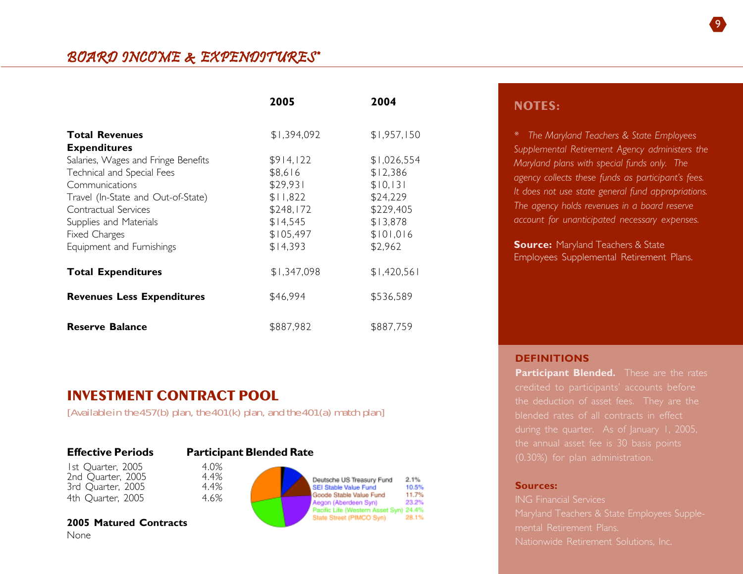## BOARD INCOME & EXPENDITURES*

| | 2005 | 2004 |
|---|---|---|
| **Total Revenues** | $1,394,092 | $1,957,150 |
| **Expenditures** | | |
| Salaries, Wages and Fringe Benefits | $914,122 | $1,026,554 |
| Technical and Special Fees | $8,616 | $12,386 |
| Communications | $29,931 | $10,131 |
| Travel (In-State and Out-of-State) | $11,822 | $24,229 |
| Contractual Services | $248,172 | $229,405 |
| Supplies and Materials | $14,545 | $13,878 |
| Fixed Charges | $105,497 | $101,016 |
| Equipment and Furnishings | $14,393 | $2,962 |
| **Total Expenditures** | $1,347,098 | $1,420,561 |
| **Revenues Less Expenditures** | $46,994 | $536,589 |
| **Reserve Balance** | $887,982 | $887,759 |

## INVESTMENT CONTRACT POOL

[Available in the 457(b) plan, the 401(k) plan, and the 401(a) match plan]

| Effective Periods | Participant Blended Rate |
|---|---|
| 1st Quarter, 2005 | 4.0% |
| 2nd Quarter, 2005 | 4.4% |
| 3rd Quarter, 2005 | 4.4% |
| 4th Quarter, 2005 | 4.6% |

| Fund | % |
|---|---|
| Deutsche US Treasury Fund | 2.1% |
| SEI Stable Value Fund | 10.5% |
| Goode Stable Value Fund | 11.7% |
| Aegon (Aberdeen Syn) | 23.2% |
| Pacific Life (Western Asset Syn) | 24.4% |
| State Street (PIMCO Syn) | 28.1% |

**2005 Matured Contracts**

None

### NOTES:

\* *The Maryland Teachers & State Employees Supplemental Retirement Agency administers the Maryland plans with special funds only. The agency collects these funds as participant's fees. It does not use state general fund appropriations. The agency holds revenues in a board reserve account for unanticipated necessary expenses.*

**Source:** Maryland Teachers & State Employees Supplemental Retirement Plans.

### DEFINITIONS

**Participant Blended.** These are the rates credited to participants' accounts before the deduction of asset fees. They are the blended rates of all contracts in effect during the quarter. As of January 1, 2005, the annual asset fee is 30 basis points (0.30%) for plan administration.

**Sources:**

ING Financial Services

Maryland Teachers & State Employees Supplemental Retirement Plans.

Nationwide Retirement Solutions, Inc.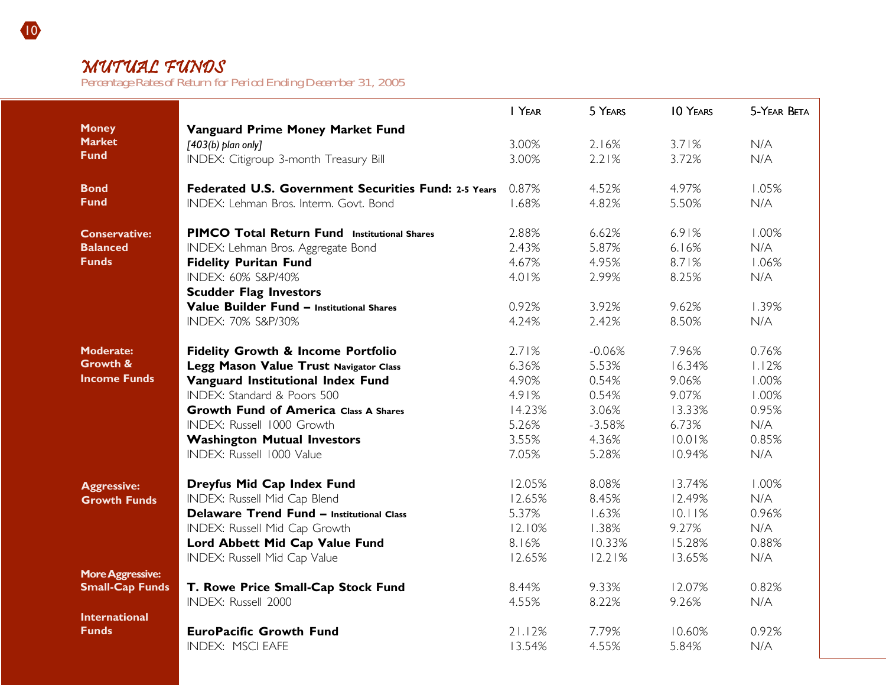# MUTUAL FUNDS

Percentage Rates of Return for Period Ending December 31, 2005

| | | 1 Year | 5 Years | 10 Years | 5-Year Beta |
|---|---|---|---|---|---|
| **Money Market Fund** | **Vanguard Prime Money Market Fund** | | | | |
| | *[403(b) plan only]* | 3.00% | 2.16% | 3.71% | N/A |
| | INDEX: Citigroup 3-month Treasury Bill | 3.00% | 2.21% | 3.72% | N/A |
| **Bond Fund** | **Federated U.S. Government Securities Fund: 2-5 Years** | 0.87% | 4.52% | 4.97% | 1.05% |
| | INDEX: Lehman Bros. Interm. Govt. Bond | 1.68% | 4.82% | 5.50% | N/A |
| **Conservative: Balanced Funds** | **PIMCO Total Return Fund Institutional Shares** | 2.88% | 6.62% | 6.91% | 1.00% |
| | INDEX: Lehman Bros. Aggregate Bond | 2.43% | 5.87% | 6.16% | N/A |
| | **Fidelity Puritan Fund** | 4.67% | 4.95% | 8.71% | 1.06% |
| | INDEX: 60% S&P/40% | 4.01% | 2.99% | 8.25% | N/A |
| | **Scudder Flag Investors** | | | | |
| | **Value Builder Fund – Institutional Shares** | 0.92% | 3.92% | 9.62% | 1.39% |
| | INDEX: 70% S&P/30% | 4.24% | 2.42% | 8.50% | N/A |
| **Moderate: Growth & Income Funds** | **Fidelity Growth & Income Portfolio** | 2.71% | -0.06% | 7.96% | 0.76% |
| | **Legg Mason Value Trust Navigator Class** | 6.36% | 5.53% | 16.34% | 1.12% |
| | **Vanguard Institutional Index Fund** | 4.90% | 0.54% | 9.06% | 1.00% |
| | INDEX: Standard & Poors 500 | 4.91% | 0.54% | 9.07% | 1.00% |
| | **Growth Fund of America Class A Shares** | 14.23% | 3.06% | 13.33% | 0.95% |
| | INDEX: Russell 1000 Growth | 5.26% | -3.58% | 6.73% | N/A |
| | **Washington Mutual Investors** | 3.55% | 4.36% | 10.01% | 0.85% |
| | INDEX: Russell 1000 Value | 7.05% | 5.28% | 10.94% | N/A |
| **Aggressive: Growth Funds** | **Dreyfus Mid Cap Index Fund** | 12.05% | 8.08% | 13.74% | 1.00% |
| | INDEX: Russell Mid Cap Blend | 12.65% | 8.45% | 12.49% | N/A |
| | **Delaware Trend Fund – Institutional Class** | 5.37% | 1.63% | 10.11% | 0.96% |
| | INDEX: Russell Mid Cap Growth | 12.10% | 1.38% | 9.27% | N/A |
| | **Lord Abbett Mid Cap Value Fund** | 8.16% | 10.33% | 15.28% | 0.88% |
| | INDEX: Russell Mid Cap Value | 12.65% | 12.21% | 13.65% | N/A |
| **More Aggressive: Small-Cap Funds** | **T. Rowe Price Small-Cap Stock Fund** | 8.44% | 9.33% | 12.07% | 0.82% |
| | INDEX: Russell 2000 | 4.55% | 8.22% | 9.26% | N/A |
| **International Funds** | **EuroPacific Growth Fund** | 21.12% | 7.79% | 10.60% | 0.92% |
| | INDEX: MSCI EAFE | 13.54% | 4.55% | 5.84% | N/A |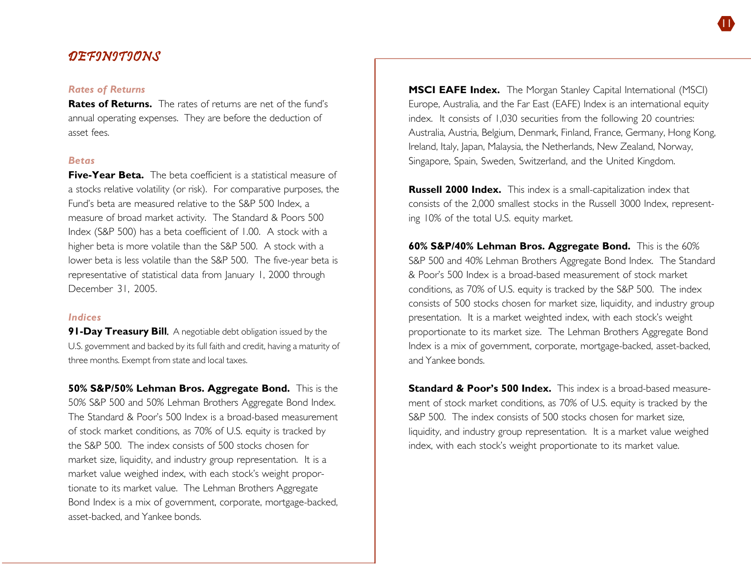# DEFINITIONS

### Rates of Returns

**Rates of Returns.** The rates of returns are net of the fund's annual operating expenses. They are before the deduction of asset fees.

### Betas

**Five-Year Beta.** The beta coefficient is a statistical measure of a stocks relative volatility (or risk). For comparative purposes, the Fund's beta are measured relative to the S&P 500 Index, a measure of broad market activity. The Standard & Poors 500 Index (S&P 500) has a beta coefficient of 1.00. A stock with a higher beta is more volatile than the S&P 500. A stock with a lower beta is less volatile than the S&P 500. The five-year beta is representative of statistical data from January 1, 2000 through December 31, 2005.

### Indices

**91-Day Treasury Bill**. A negotiable debt obligation issued by the U.S. government and backed by its full faith and credit, having a maturity of three months. Exempt from state and local taxes.

**50% S&P/50% Lehman Bros. Aggregate Bond.** This is the 50% S&P 500 and 50% Lehman Brothers Aggregate Bond Index. The Standard & Poor's 500 Index is a broad-based measurement of stock market conditions, as 70% of U.S. equity is tracked by the S&P 500. The index consists of 500 stocks chosen for market size, liquidity, and industry group representation. It is a market value weighed index, with each stock's weight proportionate to its market value. The Lehman Brothers Aggregate Bond Index is a mix of government, corporate, mortgage-backed, asset-backed, and Yankee bonds.

**MSCI EAFE Index.** The Morgan Stanley Capital International (MSCI) Europe, Australia, and the Far East (EAFE) Index is an international equity index. It consists of 1,030 securities from the following 20 countries: Australia, Austria, Belgium, Denmark, Finland, France, Germany, Hong Kong, Ireland, Italy, Japan, Malaysia, the Netherlands, New Zealand, Norway, Singapore, Spain, Sweden, Switzerland, and the United Kingdom.

**Russell 2000 Index.** This index is a small-capitalization index that consists of the 2,000 smallest stocks in the Russell 3000 Index, representing 10% of the total U.S. equity market.

**60% S&P/40% Lehman Bros. Aggregate Bond.** This is the 60% S&P 500 and 40% Lehman Brothers Aggregate Bond Index. The Standard & Poor's 500 Index is a broad-based measurement of stock market conditions, as 70% of U.S. equity is tracked by the S&P 500. The index consists of 500 stocks chosen for market size, liquidity, and industry group presentation. It is a market weighted index, with each stock's weight proportionate to its market size. The Lehman Brothers Aggregate Bond Index is a mix of government, corporate, mortgage-backed, asset-backed, and Yankee bonds.

**Standard & Poor's 500 Index.** This index is a broad-based measurement of stock market conditions, as 70% of U.S. equity is tracked by the S&P 500. The index consists of 500 stocks chosen for market size, liquidity, and industry group representation. It is a market value weighed index, with each stock's weight proportionate to its market value.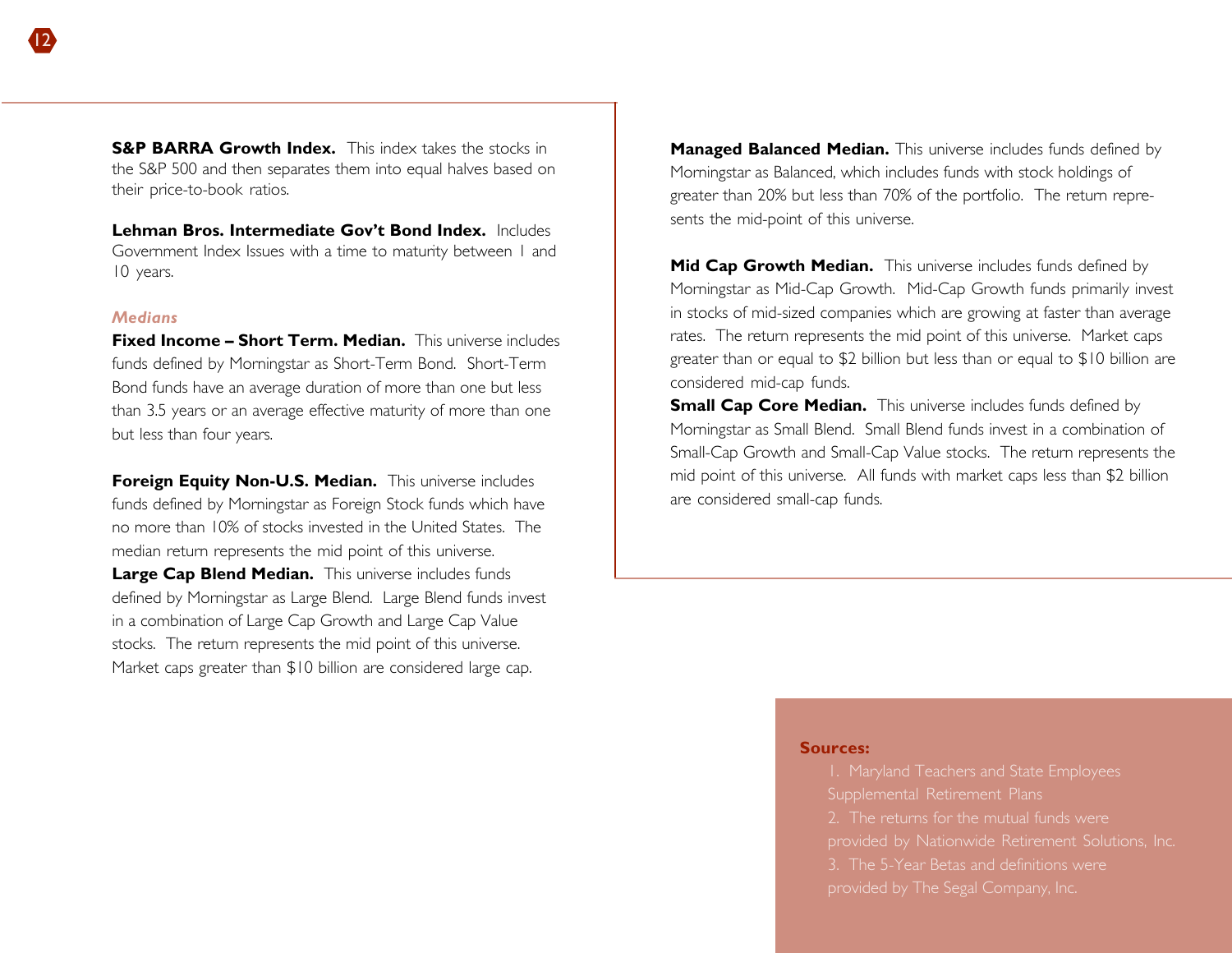**S&P BARRA Growth Index.** This index takes the stocks in the S&P 500 and then separates them into equal halves based on their price-to-book ratios.

**Lehman Bros. Intermediate Gov't Bond Index.** Includes Government Index Issues with a time to maturity between 1 and 10 years.

### *Medians*

**Fixed Income – Short Term. Median.** This universe includes funds defined by Morningstar as Short-Term Bond. Short-Term Bond funds have an average duration of more than one but less than 3.5 years or an average effective maturity of more than one but less than four years.

**Foreign Equity Non-U.S. Median.** This universe includes funds defined by Morningstar as Foreign Stock funds which have no more than 10% of stocks invested in the United States. The median return represents the mid point of this universe.

**Large Cap Blend Median.** This universe includes funds defined by Morningstar as Large Blend. Large Blend funds invest in a combination of Large Cap Growth and Large Cap Value stocks. The return represents the mid point of this universe. Market caps greater than $10 billion are considered large cap.

**Managed Balanced Median.** This universe includes funds defined by Morningstar as Balanced, which includes funds with stock holdings of greater than 20% but less than 70% of the portfolio. The return represents the mid-point of this universe.

**Mid Cap Growth Median.** This universe includes funds defined by Morningstar as Mid-Cap Growth. Mid-Cap Growth funds primarily invest in stocks of mid-sized companies which are growing at faster than average rates. The return represents the mid point of this universe. Market caps greater than or equal to $2 billion but less than or equal to $10 billion are considered mid-cap funds.

**Small Cap Core Median.** This universe includes funds defined by Morningstar as Small Blend. Small Blend funds invest in a combination of Small-Cap Growth and Small-Cap Value stocks. The return represents the mid point of this universe. All funds with market caps less than $2 billion are considered small-cap funds.

**Sources:**

1. Maryland Teachers and State Employees Supplemental Retirement Plans
2. The returns for the mutual funds were provided by Nationwide Retirement Solutions, Inc.
3. The 5-Year Betas and definitions were provided by The Segal Company, Inc.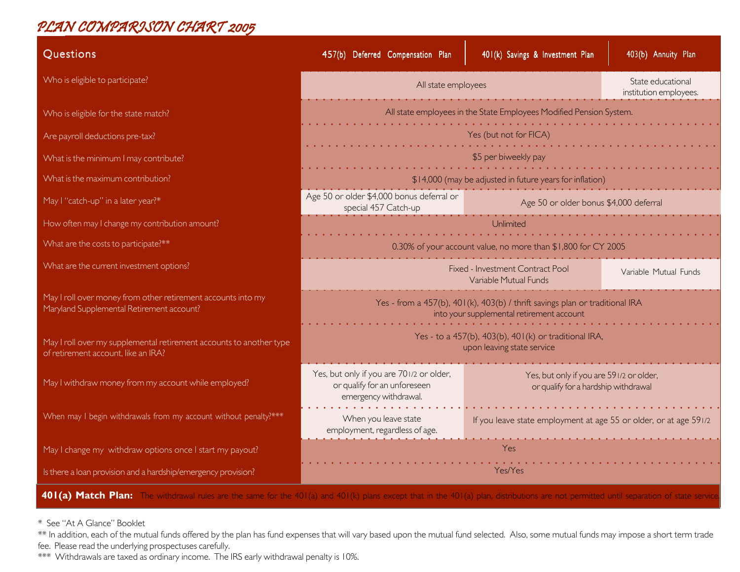# PLAN COMPARISON CHART 2005

| Questions | 457(b) Deferred Compensation Plan | 401(k) Savings & Investment Plan | 403(b) Annuity Plan |
|---|---|---|---|
| Who is eligible to participate? | All state employees | All state employees | State educational institution employees. |
| Who is eligible for the state match? | All state employees in the State Employees Modified Pension System. | | |
| Are payroll deductions pre-tax? | Yes (but not for FICA) | | |
| What is the minimum I may contribute? | $5 per biweekly pay | | |
| What is the maximum contribution? | $14,000 (may be adjusted in future years for inflation) | | |
| May I "catch-up" in a later year?* | Age 50 or older $4,000 bonus deferral or special 457 Catch-up | Age 50 or older bonus $4,000 deferral | Age 50 or older bonus $4,000 deferral |
| How often may I change my contribution amount? | Unlimited | | |
| What are the costs to participate?** | 0.30% of your account value, no more than $1,800 for CY 2005 | | |
| What are the current investment options? | Fixed - Investment Contract Pool<br>Variable Mutual Funds | Fixed - Investment Contract Pool<br>Variable Mutual Funds | Variable Mutual Funds |
| May I roll over money from other retirement accounts into my Maryland Supplemental Retirement account? | Yes - from a 457(b), 401(k), 403(b) / thrift savings plan or traditional IRA into your supplemental retirement account | | |
| May I roll over my supplemental retirement accounts to another type of retirement account, like an IRA? | Yes - to a 457(b), 403(b), 401(k) or traditional IRA, upon leaving state service | | |
| May I withdraw money from my account while employed? | Yes, but only if you are 70 1/2 or older, or qualify for an unforeseen emergency withdrawal. | Yes, but only if you are 59 1/2 or older, or qualify for a hardship withdrawal | Yes, but only if you are 59 1/2 or older, or qualify for a hardship withdrawal |
| When may I begin withdrawals from my account without penalty?*** | When you leave state employment, regardless of age. | If you leave state employment at age 55 or older, or at age 59 1/2 | If you leave state employment at age 55 or older, or at age 59 1/2 |
| May I change my withdraw options once I start my payout? | Yes | | |
| Is there a loan provision and a hardship/emergency provision? | Yes/Yes | | |

**401(a) Match Plan:** The withdrawal rules are the same for the 401(a) and 401(k) plans except that in the 401(a) plan, distributions are not permitted until separation of state service.

\* See "At A Glance" Booklet

** In addition, each of the mutual funds offered by the plan has fund expenses that will vary based upon the mutual fund selected. Also, some mutual funds may impose a short term trade fee. Please read the underlying prospectuses carefully.

*** Withdrawals are taxed as ordinary income. The IRS early withdrawal penalty is 10%.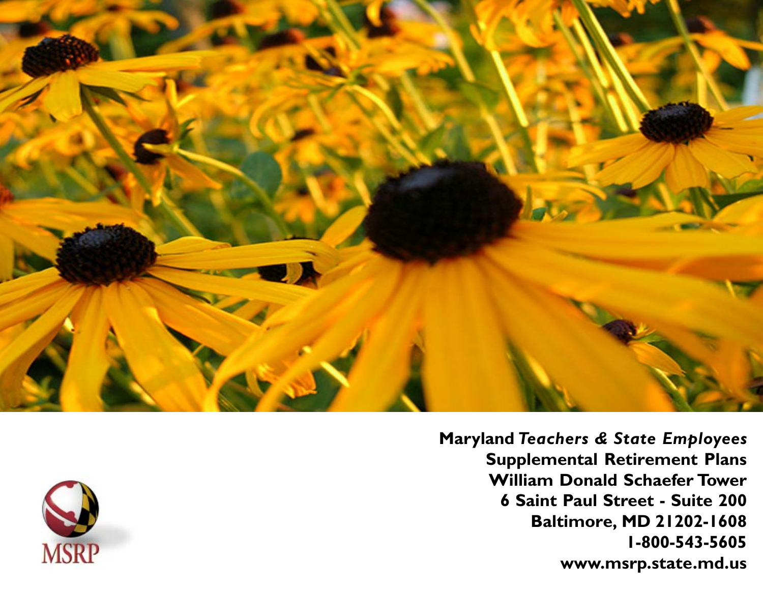**Maryland** ***Teachers & State Employees***
**Supplemental Retirement Plans**
**William Donald Schaefer Tower**
**6 Saint Paul Street - Suite 200**
**Baltimore, MD 21202-1608**
**1-800-543-5605**
**www.msrp.state.md.us**

MSRP